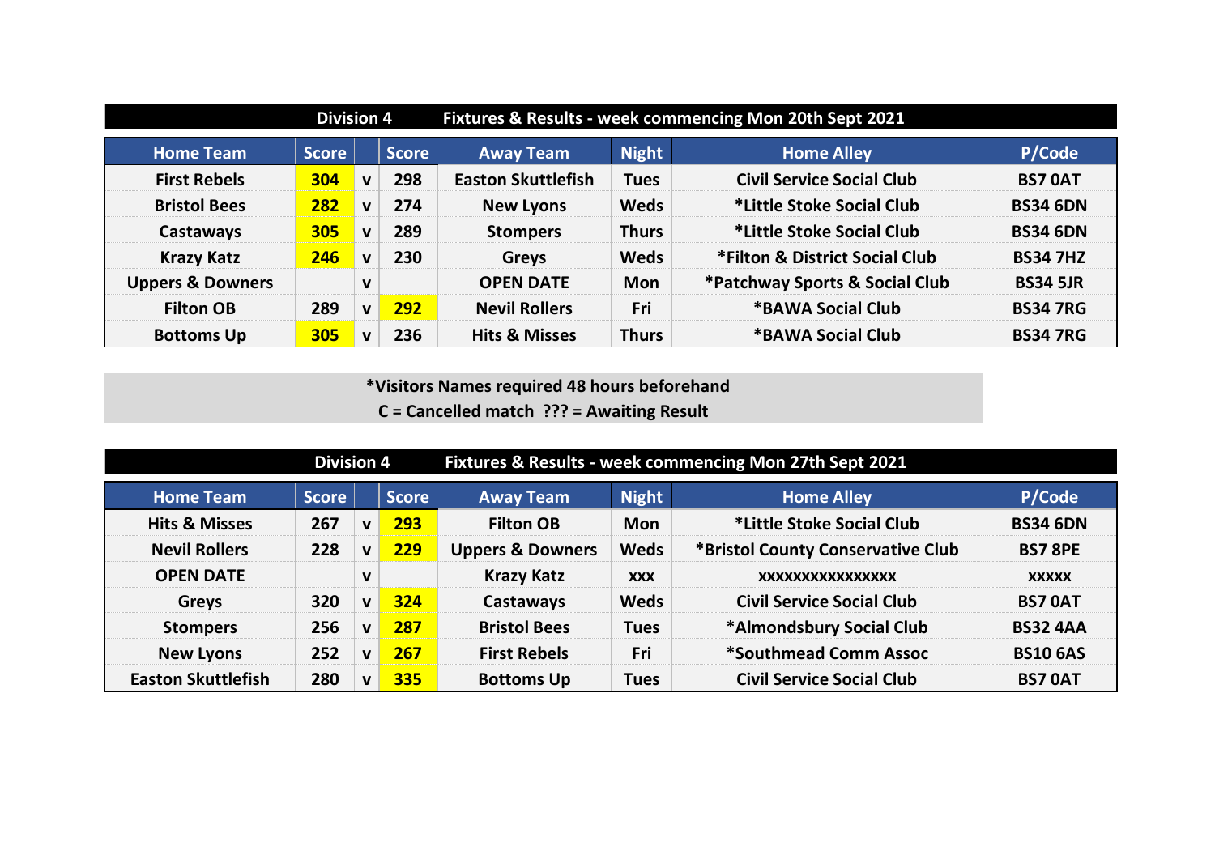## Division 4 — Fixtures & Results - week commencing Mon 20th Sept 2021

| Home Team | Score | | Score | Away Team | Night | Home Alley | P/Code |
|---|---|---|---|---|---|---|---|
| First Rebels | 304 | v | 298 | Easton Skuttlefish | Tues | Civil Service Social Club | BS7 0AT |
| Bristol Bees | 282 | v | 274 | New Lyons | Weds | *Little Stoke Social Club | BS34 6DN |
| Castaways | 305 | v | 289 | Stompers | Thurs | *Little Stoke Social Club | BS34 6DN |
| Krazy Katz | 246 | v | 230 | Greys | Weds | *Filton & District Social Club | BS34 7HZ |
| Uppers & Downers | | v | | OPEN DATE | Mon | *Patchway Sports & Social Club | BS34 5JR |
| Filton OB | 289 | v | 292 | Nevil Rollers | Fri | *BAWA Social Club | BS34 7RG |
| Bottoms Up | 305 | v | 236 | Hits & Misses | Thurs | *BAWA Social Club | BS34 7RG |

*Visitors Names required 48 hours beforehand
C = Cancelled match ??? = Awaiting Result

## Division 4 — Fixtures & Results - week commencing Mon 27th Sept 2021

| Home Team | Score | | Score | Away Team | Night | Home Alley | P/Code |
|---|---|---|---|---|---|---|---|
| Hits & Misses | 267 | v | 293 | Filton OB | Mon | *Little Stoke Social Club | BS34 6DN |
| Nevil Rollers | 228 | v | 229 | Uppers & Downers | Weds | *Bristol County Conservative Club | BS7 8PE |
| OPEN DATE | | v | | Krazy Katz | xxx | xxxxxxxxxxxxxxx | xxxxx |
| Greys | 320 | v | 324 | Castaways | Weds | Civil Service Social Club | BS7 0AT |
| Stompers | 256 | v | 287 | Bristol Bees | Tues | *Almondsbury Social Club | BS32 4AA |
| New Lyons | 252 | v | 267 | First Rebels | Fri | *Southmead Comm Assoc | BS10 6AS |
| Easton Skuttlefish | 280 | v | 335 | Bottoms Up | Tues | Civil Service Social Club | BS7 0AT |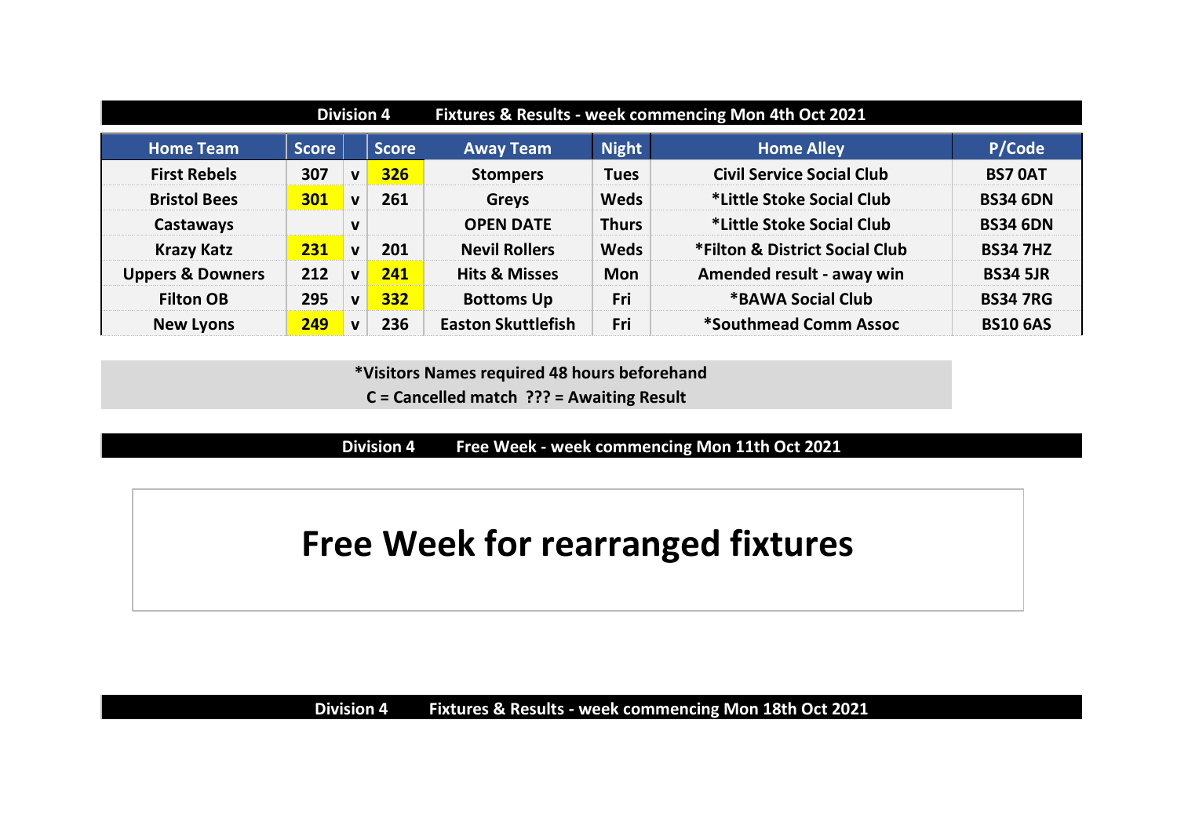## Division 4 Fixtures & Results - week commencing Mon 4th Oct 2021

| Home Team | Score | | Score | Away Team | Night | Home Alley | P/Code |
|---|---|---|---|---|---|---|---|
| First Rebels | 307 | v | 326 | Stompers | Tues | Civil Service Social Club | BS7 0AT |
| Bristol Bees | 301 | v | 261 | Greys | Weds | *Little Stoke Social Club | BS34 6DN |
| Castaways | | v | | OPEN DATE | Thurs | *Little Stoke Social Club | BS34 6DN |
| Krazy Katz | 231 | v | 201 | Nevil Rollers | Weds | *Filton & District Social Club | BS34 7HZ |
| Uppers & Downers | 212 | v | 241 | Hits & Misses | Mon | Amended result - away win | BS34 5JR |
| Filton OB | 295 | v | 332 | Bottoms Up | Fri | *BAWA Social Club | BS34 7RG |
| New Lyons | 249 | v | 236 | Easton Skuttlefish | Fri | *Southmead Comm Assoc | BS10 6AS |

*Visitors Names required 48 hours beforehand

C = Cancelled match ??? = Awaiting Result

## Division 4 Free Week - week commencing Mon 11th Oct 2021

# Free Week for rearranged fixtures

## Division 4 Fixtures & Results - week commencing Mon 18th Oct 2021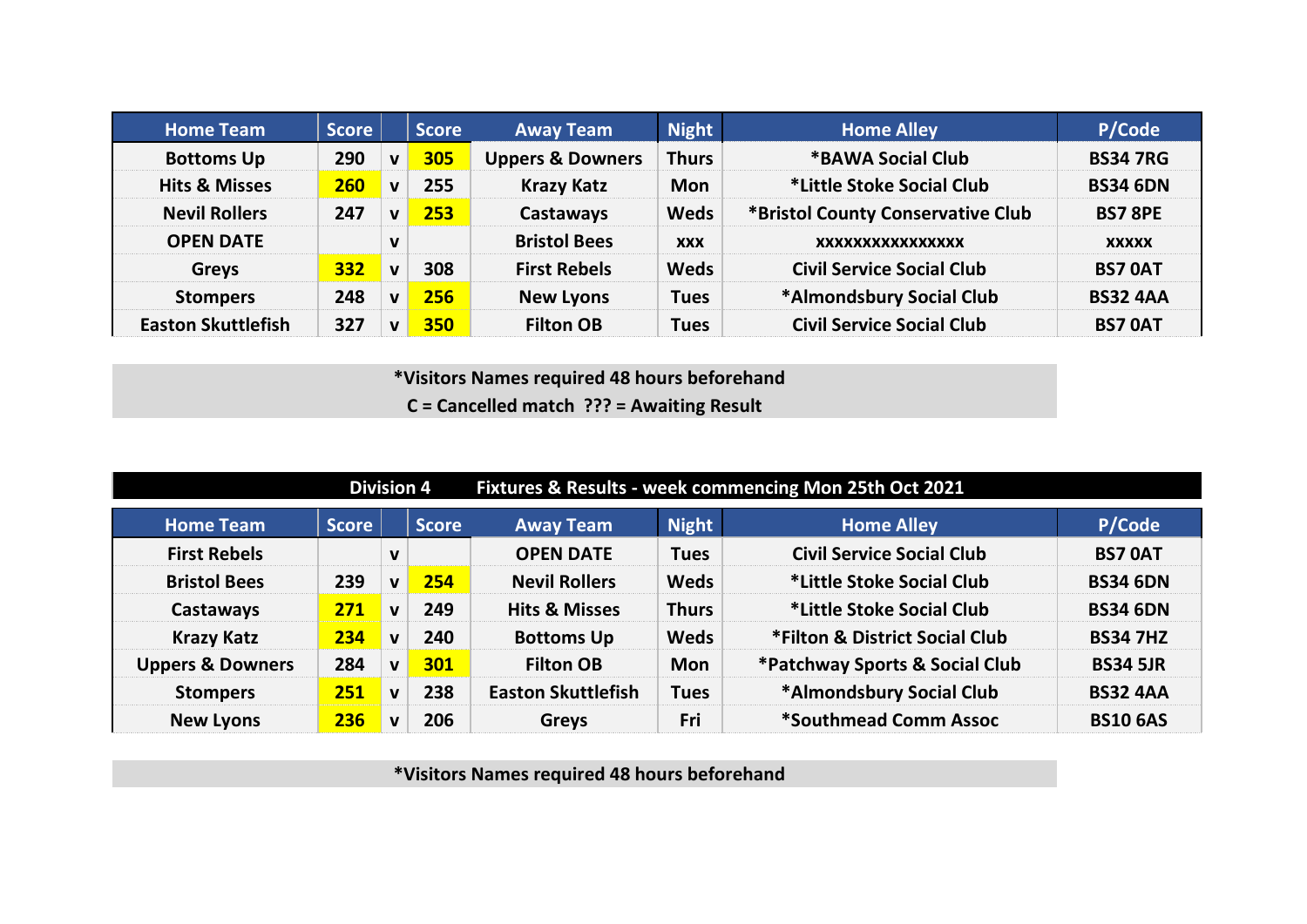| Home Team | Score | | Score | Away Team | Night | Home Alley | P/Code |
|---|---|---|---|---|---|---|---|
| Bottoms Up | 290 | v | 305 | Uppers & Downers | Thurs | *BAWA Social Club | BS34 7RG |
| Hits & Misses | 260 | v | 255 | Krazy Katz | Mon | *Little Stoke Social Club | BS34 6DN |
| Nevil Rollers | 247 | v | 253 | Castaways | Weds | *Bristol County Conservative Club | BS7 8PE |
| OPEN DATE | | v | | Bristol Bees | xxx | xxxxxxxxxxxxxxx | xxxxx |
| Greys | 332 | v | 308 | First Rebels | Weds | Civil Service Social Club | BS7 0AT |
| Stompers | 248 | v | 256 | New Lyons | Tues | *Almondsbury Social Club | BS32 4AA |
| Easton Skuttlefish | 327 | v | 350 | Filton OB | Tues | Civil Service Social Club | BS7 0AT |

**\*Visitors Names required 48 hours beforehand**

**C = Cancelled match ??? = Awaiting Result**

## Division 4 Fixtures & Results - week commencing Mon 25th Oct 2021

| Home Team | Score | | Score | Away Team | Night | Home Alley | P/Code |
|---|---|---|---|---|---|---|---|
| First Rebels | | v | | OPEN DATE | Tues | Civil Service Social Club | BS7 0AT |
| Bristol Bees | 239 | v | 254 | Nevil Rollers | Weds | *Little Stoke Social Club | BS34 6DN |
| Castaways | 271 | v | 249 | Hits & Misses | Thurs | *Little Stoke Social Club | BS34 6DN |
| Krazy Katz | 234 | v | 240 | Bottoms Up | Weds | *Filton & District Social Club | BS34 7HZ |
| Uppers & Downers | 284 | v | 301 | Filton OB | Mon | *Patchway Sports & Social Club | BS34 5JR |
| Stompers | 251 | v | 238 | Easton Skuttlefish | Tues | *Almondsbury Social Club | BS32 4AA |
| New Lyons | 236 | v | 206 | Greys | Fri | *Southmead Comm Assoc | BS10 6AS |

**\*Visitors Names required 48 hours beforehand**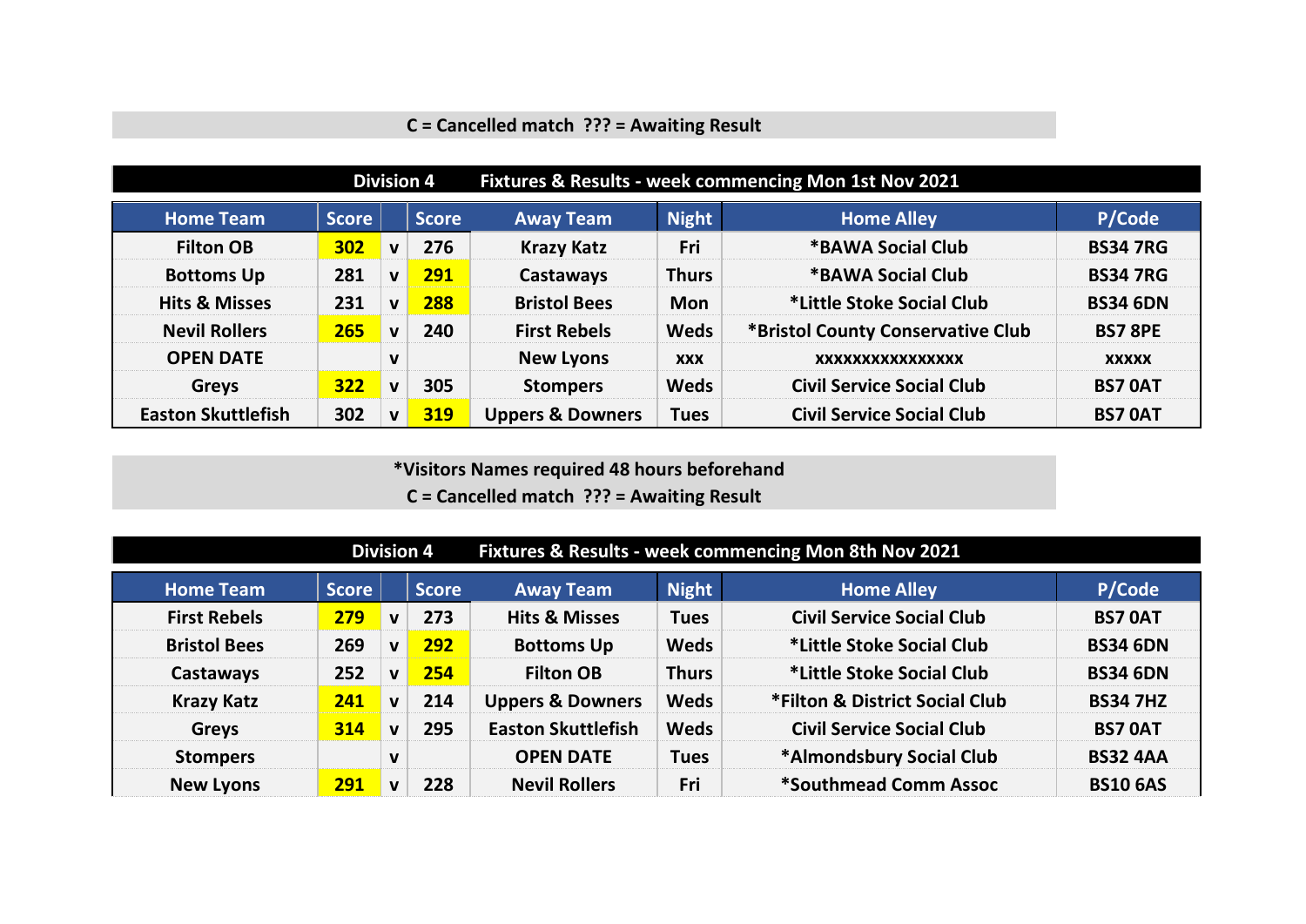**C = Cancelled match  ??? = Awaiting Result**

**Division 4 — Fixtures & Results - week commencing Mon 1st Nov 2021**

| Home Team | Score | | Score | Away Team | Night | Home Alley | P/Code |
|---|---|---|---|---|---|---|---|
| Filton OB | 302 | v | 276 | Krazy Katz | Fri | *BAWA Social Club | BS34 7RG |
| Bottoms Up | 281 | v | 291 | Castaways | Thurs | *BAWA Social Club | BS34 7RG |
| Hits & Misses | 231 | v | 288 | Bristol Bees | Mon | *Little Stoke Social Club | BS34 6DN |
| Nevil Rollers | 265 | v | 240 | First Rebels | Weds | *Bristol County Conservative Club | BS7 8PE |
| OPEN DATE | | v | | New Lyons | xxx | xxxxxxxxxxxxxxxx | xxxxx |
| Greys | 322 | v | 305 | Stompers | Weds | Civil Service Social Club | BS7 0AT |
| Easton Skuttlefish | 302 | v | 319 | Uppers & Downers | Tues | Civil Service Social Club | BS7 0AT |

**\*Visitors Names required 48 hours beforehand**
**C = Cancelled match  ??? = Awaiting Result**

**Division 4 — Fixtures & Results - week commencing Mon 8th Nov 2021**

| Home Team | Score | | Score | Away Team | Night | Home Alley | P/Code |
|---|---|---|---|---|---|---|---|
| First Rebels | 279 | v | 273 | Hits & Misses | Tues | Civil Service Social Club | BS7 0AT |
| Bristol Bees | 269 | v | 292 | Bottoms Up | Weds | *Little Stoke Social Club | BS34 6DN |
| Castaways | 252 | v | 254 | Filton OB | Thurs | *Little Stoke Social Club | BS34 6DN |
| Krazy Katz | 241 | v | 214 | Uppers & Downers | Weds | *Filton & District Social Club | BS34 7HZ |
| Greys | 314 | v | 295 | Easton Skuttlefish | Weds | Civil Service Social Club | BS7 0AT |
| Stompers | | v | | OPEN DATE | Tues | *Almondsbury Social Club | BS32 4AA |
| New Lyons | 291 | v | 228 | Nevil Rollers | Fri | *Southmead Comm Assoc | BS10 6AS |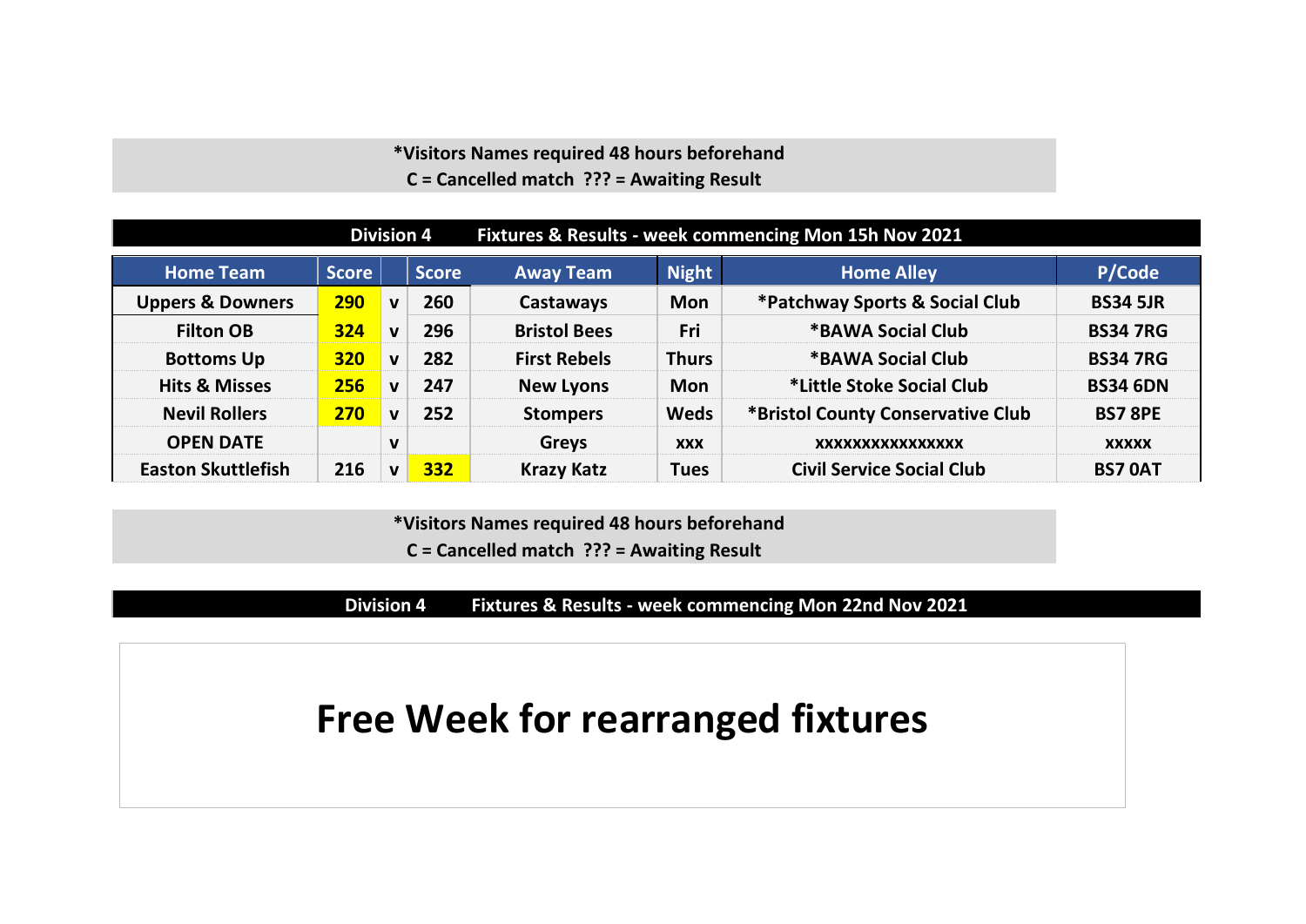**\*Visitors Names required 48 hours beforehand**
**C = Cancelled match ??? = Awaiting Result**

## Division 4 Fixtures & Results - week commencing Mon 15h Nov 2021

| Home Team | Score | | Score | Away Team | Night | Home Alley | P/Code |
|---|---|---|---|---|---|---|---|
| Uppers & Downers | 290 | v | 260 | Castaways | Mon | *Patchway Sports & Social Club | BS34 5JR |
| Filton OB | 324 | v | 296 | Bristol Bees | Fri | *BAWA Social Club | BS34 7RG |
| Bottoms Up | 320 | v | 282 | First Rebels | Thurs | *BAWA Social Club | BS34 7RG |
| Hits & Misses | 256 | v | 247 | New Lyons | Mon | *Little Stoke Social Club | BS34 6DN |
| Nevil Rollers | 270 | v | 252 | Stompers | Weds | *Bristol County Conservative Club | BS7 8PE |
| OPEN DATE | | v | | Greys | xxx | xxxxxxxxxxxxxxxx | xxxxx |
| Easton Skuttlefish | 216 | v | 332 | Krazy Katz | Tues | Civil Service Social Club | BS7 0AT |

**\*Visitors Names required 48 hours beforehand**
**C = Cancelled match ??? = Awaiting Result**

## Division 4 Fixtures & Results - week commencing Mon 22nd Nov 2021

# Free Week for rearranged fixtures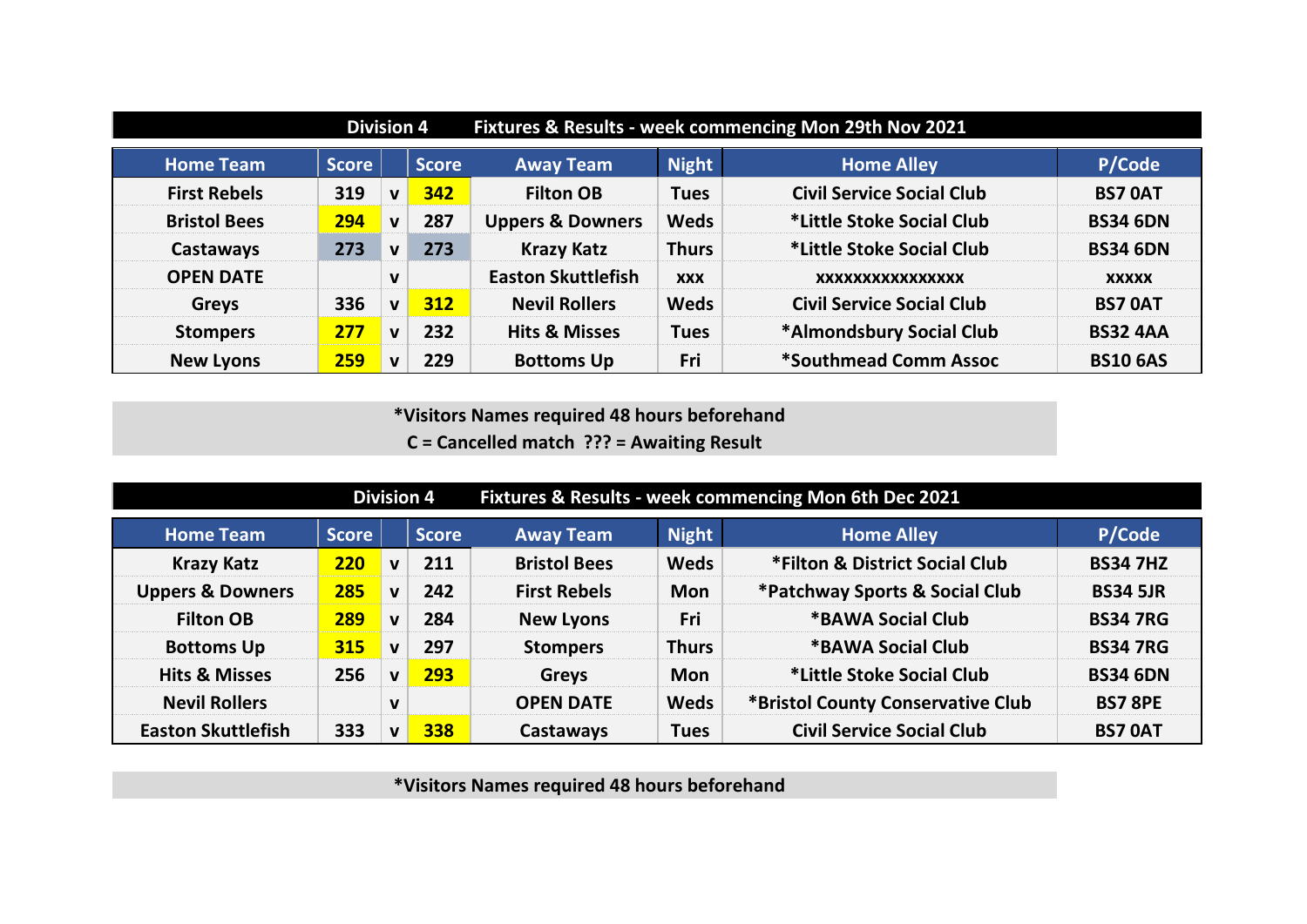## Division 4 Fixtures & Results - week commencing Mon 29th Nov 2021

| Home Team | Score | | Score | Away Team | Night | Home Alley | P/Code |
|---|---|---|---|---|---|---|---|
| First Rebels | 319 | v | 342 | Filton OB | Tues | Civil Service Social Club | BS7 0AT |
| Bristol Bees | 294 | v | 287 | Uppers & Downers | Weds | *Little Stoke Social Club | BS34 6DN |
| Castaways | 273 | v | 273 | Krazy Katz | Thurs | *Little Stoke Social Club | BS34 6DN |
| OPEN DATE | | v | | Easton Skuttlefish | xxx | xxxxxxxxxxxxxxx | xxxxx |
| Greys | 336 | v | 312 | Nevil Rollers | Weds | Civil Service Social Club | BS7 0AT |
| Stompers | 277 | v | 232 | Hits & Misses | Tues | *Almondsbury Social Club | BS32 4AA |
| New Lyons | 259 | v | 229 | Bottoms Up | Fri | *Southmead Comm Assoc | BS10 6AS |

*Visitors Names required 48 hours beforehand
C = Cancelled match ??? = Awaiting Result

## Division 4 Fixtures & Results - week commencing Mon 6th Dec 2021

| Home Team | Score | | Score | Away Team | Night | Home Alley | P/Code |
|---|---|---|---|---|---|---|---|
| Krazy Katz | 220 | v | 211 | Bristol Bees | Weds | *Filton & District Social Club | BS34 7HZ |
| Uppers & Downers | 285 | v | 242 | First Rebels | Mon | *Patchway Sports & Social Club | BS34 5JR |
| Filton OB | 289 | v | 284 | New Lyons | Fri | *BAWA Social Club | BS34 7RG |
| Bottoms Up | 315 | v | 297 | Stompers | Thurs | *BAWA Social Club | BS34 7RG |
| Hits & Misses | 256 | v | 293 | Greys | Mon | *Little Stoke Social Club | BS34 6DN |
| Nevil Rollers | | v | | OPEN DATE | Weds | *Bristol County Conservative Club | BS7 8PE |
| Easton Skuttlefish | 333 | v | 338 | Castaways | Tues | Civil Service Social Club | BS7 0AT |

*Visitors Names required 48 hours beforehand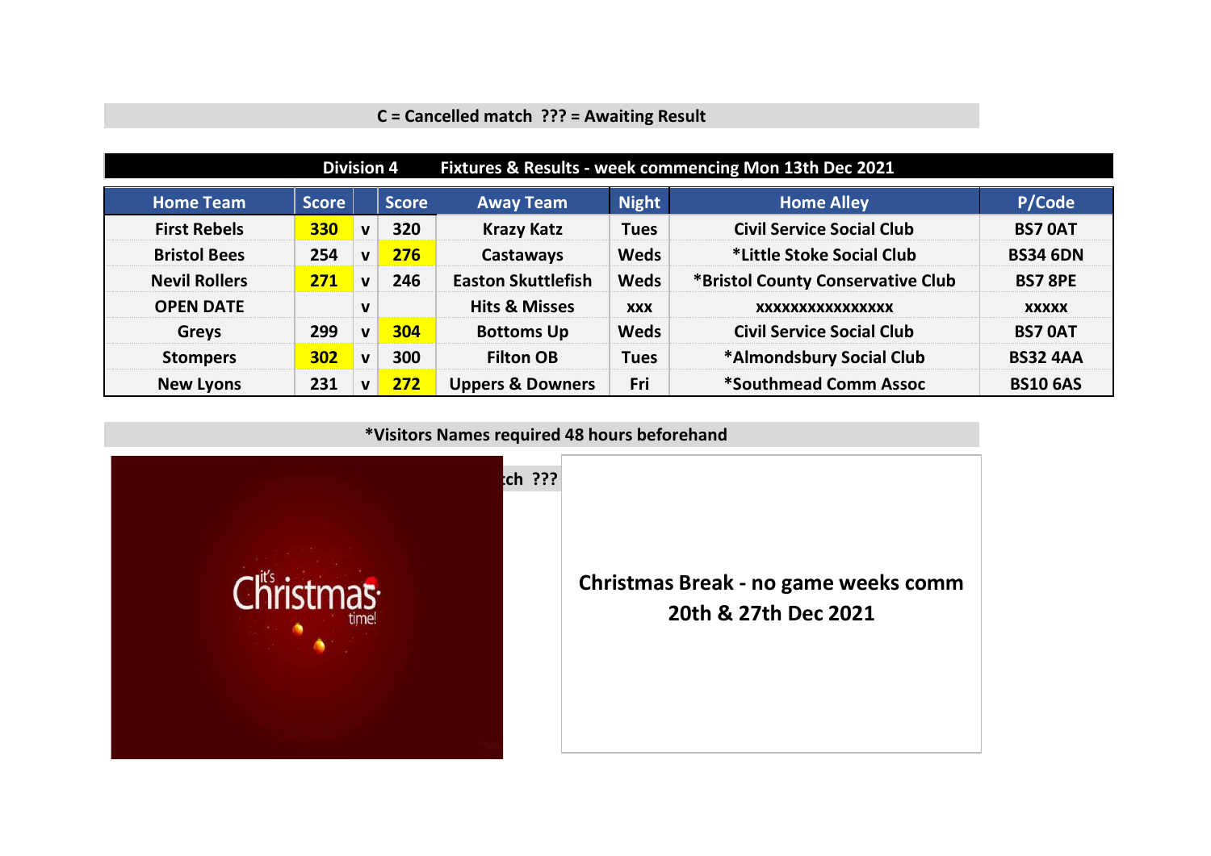**C = Cancelled match ??? = Awaiting Result**

**Division 4 Fixtures & Results - week commencing Mon 13th Dec 2021**

| Home Team | Score | | Score | Away Team | Night | Home Alley | P/Code |
|---|---|---|---|---|---|---|---|
| First Rebels | 330 | v | 320 | Krazy Katz | Tues | Civil Service Social Club | BS7 0AT |
| Bristol Bees | 254 | v | 276 | Castaways | Weds | *Little Stoke Social Club | BS34 6DN |
| Nevil Rollers | 271 | v | 246 | Easton Skuttlefish | Weds | *Bristol County Conservative Club | BS7 8PE |
| OPEN DATE | | v | | Hits & Misses | xxx | xxxxxxxxxxxxxxx | xxxxx |
| Greys | 299 | v | 304 | Bottoms Up | Weds | Civil Service Social Club | BS7 0AT |
| Stompers | 302 | v | 300 | Filton OB | Tues | *Almondsbury Social Club | BS32 4AA |
| New Lyons | 231 | v | 272 | Uppers & Downers | Fri | *Southmead Comm Assoc | BS10 6AS |

**\*Visitors Names required 48 hours beforehand**

**Christmas Break - no game weeks comm 20th & 27th Dec 2021**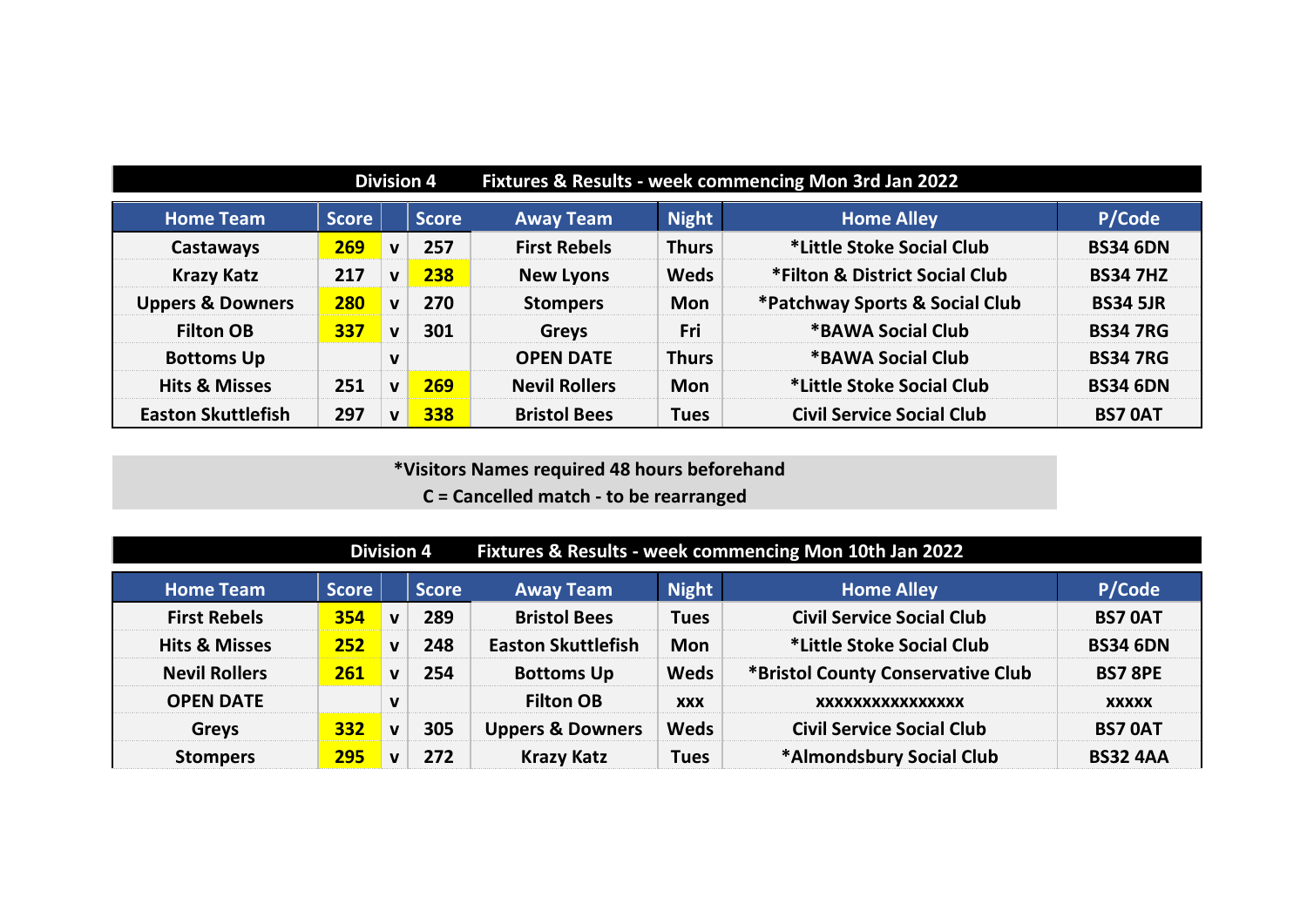## Division 4 — Fixtures & Results - week commencing Mon 3rd Jan 2022

| Home Team | Score | | Score | Away Team | Night | Home Alley | P/Code |
|---|---|---|---|---|---|---|---|
| Castaways | 269 | v | 257 | First Rebels | Thurs | *Little Stoke Social Club | BS34 6DN |
| Krazy Katz | 217 | v | 238 | New Lyons | Weds | *Filton & District Social Club | BS34 7HZ |
| Uppers & Downers | 280 | v | 270 | Stompers | Mon | *Patchway Sports & Social Club | BS34 5JR |
| Filton OB | 337 | v | 301 | Greys | Fri | *BAWA Social Club | BS34 7RG |
| Bottoms Up | | v | | OPEN DATE | Thurs | *BAWA Social Club | BS34 7RG |
| Hits & Misses | 251 | v | 269 | Nevil Rollers | Mon | *Little Stoke Social Club | BS34 6DN |
| Easton Skuttlefish | 297 | v | 338 | Bristol Bees | Tues | Civil Service Social Club | BS7 0AT |

*Visitors Names required 48 hours beforehand

C = Cancelled match - to be rearranged

## Division 4 — Fixtures & Results - week commencing Mon 10th Jan 2022

| Home Team | Score | | Score | Away Team | Night | Home Alley | P/Code |
|---|---|---|---|---|---|---|---|
| First Rebels | 354 | v | 289 | Bristol Bees | Tues | Civil Service Social Club | BS7 0AT |
| Hits & Misses | 252 | v | 248 | Easton Skuttlefish | Mon | *Little Stoke Social Club | BS34 6DN |
| Nevil Rollers | 261 | v | 254 | Bottoms Up | Weds | *Bristol County Conservative Club | BS7 8PE |
| OPEN DATE | | v | | Filton OB | xxx | xxxxxxxxxxxxxxxx | xxxxx |
| Greys | 332 | v | 305 | Uppers & Downers | Weds | Civil Service Social Club | BS7 0AT |
| Stompers | 295 | v | 272 | Krazy Katz | Tues | *Almondsbury Social Club | BS32 4AA |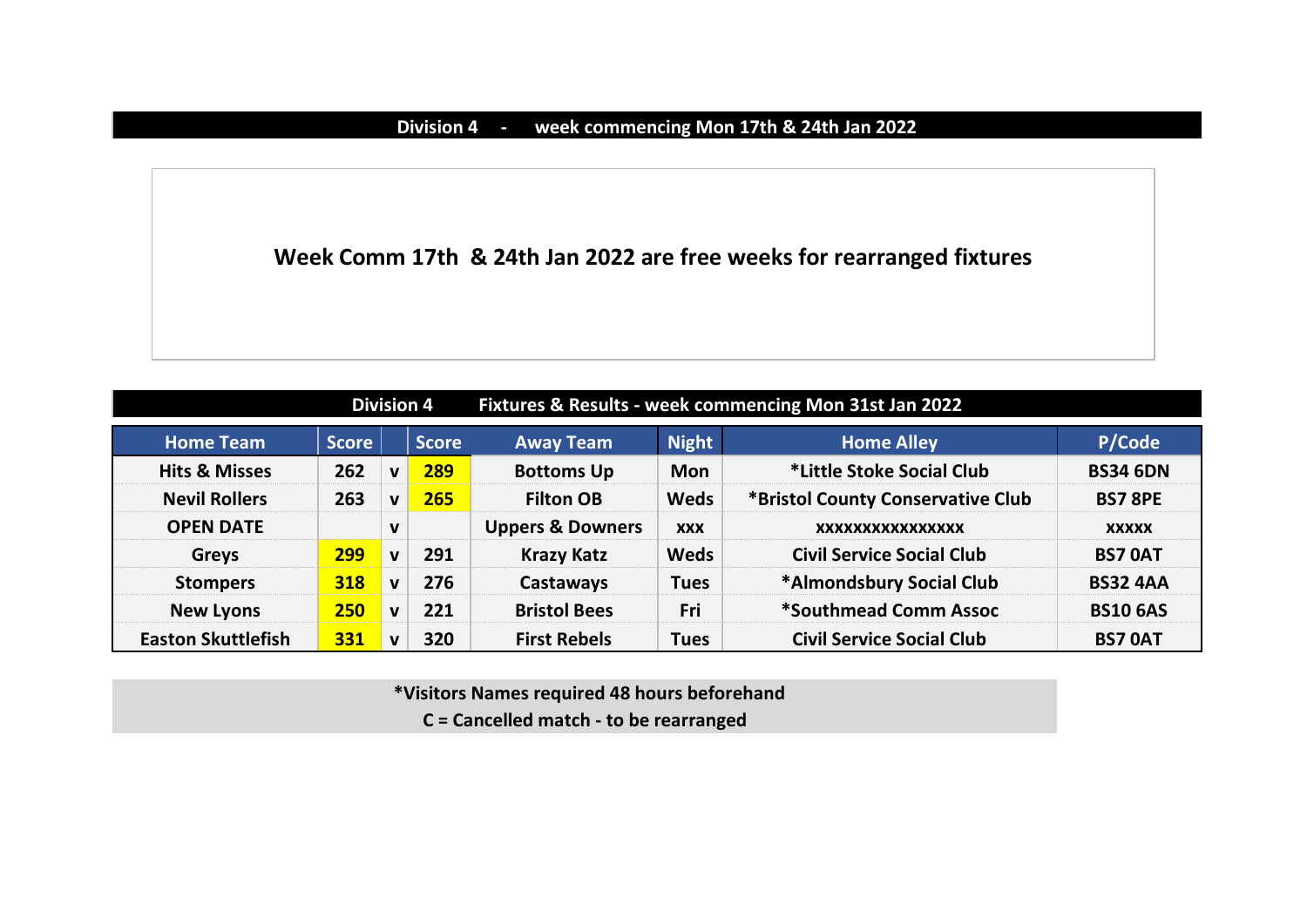## Division 4 - week commencing Mon 17th & 24th Jan 2022

**Week Comm 17th & 24th Jan 2022 are free weeks for rearranged fixtures**

## Division 4 Fixtures & Results - week commencing Mon 31st Jan 2022

| Home Team | Score | | Score | Away Team | Night | Home Alley | P/Code |
|---|---|---|---|---|---|---|---|
| Hits & Misses | 262 | v | 289 | Bottoms Up | Mon | *Little Stoke Social Club | BS34 6DN |
| Nevil Rollers | 263 | v | 265 | Filton OB | Weds | *Bristol County Conservative Club | BS7 8PE |
| OPEN DATE | | v | | Uppers & Downers | xxx | xxxxxxxxxxxxxxxx | xxxxx |
| Greys | 299 | v | 291 | Krazy Katz | Weds | Civil Service Social Club | BS7 0AT |
| Stompers | 318 | v | 276 | Castaways | Tues | *Almondsbury Social Club | BS32 4AA |
| New Lyons | 250 | v | 221 | Bristol Bees | Fri | *Southmead Comm Assoc | BS10 6AS |
| Easton Skuttlefish | 331 | v | 320 | First Rebels | Tues | Civil Service Social Club | BS7 0AT |

*Visitors Names required 48 hours beforehand

C = Cancelled match - to be rearranged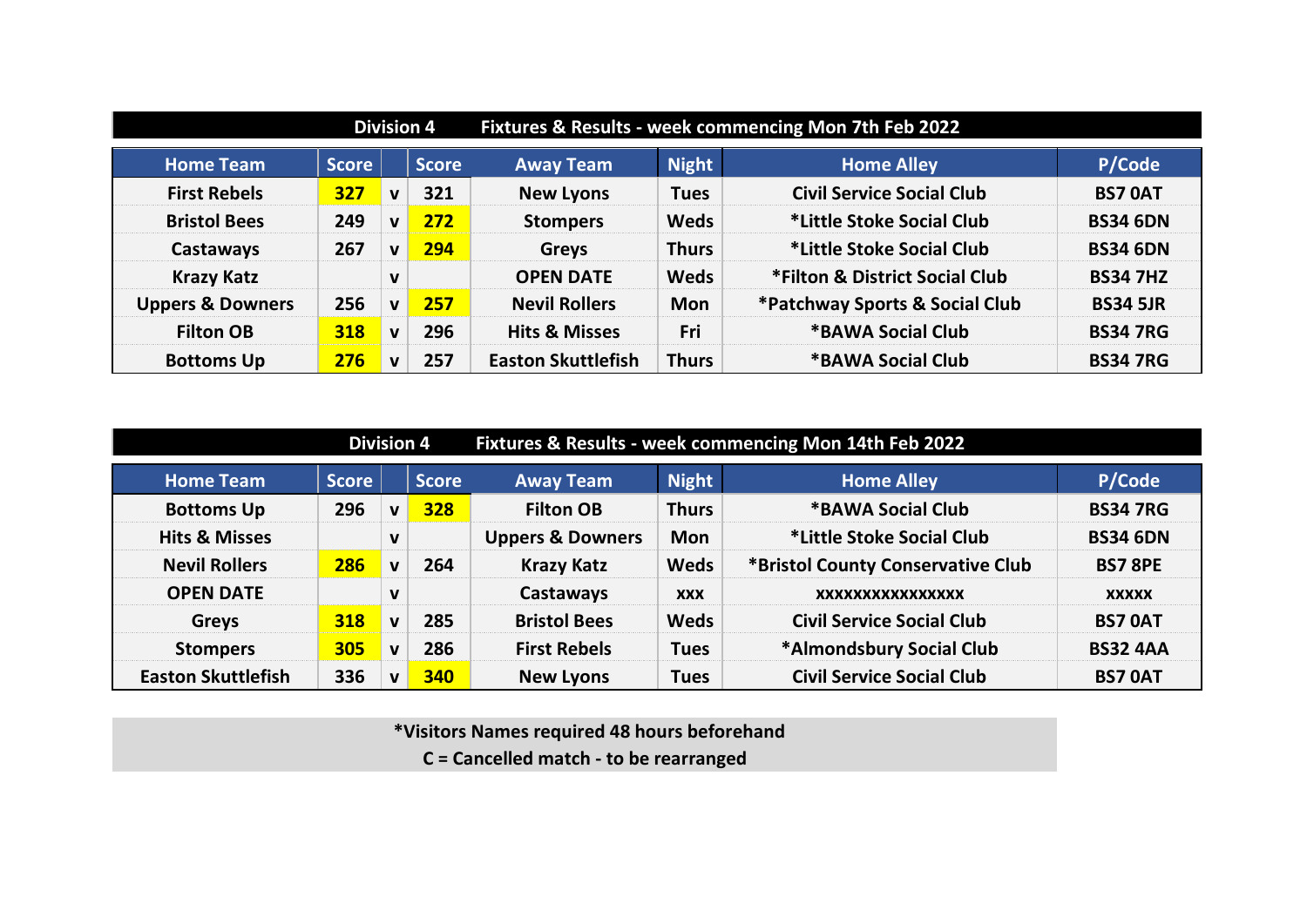## Division 4 — Fixtures & Results - week commencing Mon 7th Feb 2022

| Home Team | Score | | Score | Away Team | Night | Home Alley | P/Code |
|---|---|---|---|---|---|---|---|
| First Rebels | 327 | v | 321 | New Lyons | Tues | Civil Service Social Club | BS7 0AT |
| Bristol Bees | 249 | v | 272 | Stompers | Weds | *Little Stoke Social Club | BS34 6DN |
| Castaways | 267 | v | 294 | Greys | Thurs | *Little Stoke Social Club | BS34 6DN |
| Krazy Katz | | v | | OPEN DATE | Weds | *Filton & District Social Club | BS34 7HZ |
| Uppers & Downers | 256 | v | 257 | Nevil Rollers | Mon | *Patchway Sports & Social Club | BS34 5JR |
| Filton OB | 318 | v | 296 | Hits & Misses | Fri | *BAWA Social Club | BS34 7RG |
| Bottoms Up | 276 | v | 257 | Easton Skuttlefish | Thurs | *BAWA Social Club | BS34 7RG |

## Division 4 — Fixtures & Results - week commencing Mon 14th Feb 2022

| Home Team | Score | | Score | Away Team | Night | Home Alley | P/Code |
|---|---|---|---|---|---|---|---|
| Bottoms Up | 296 | v | 328 | Filton OB | Thurs | *BAWA Social Club | BS34 7RG |
| Hits & Misses | | v | | Uppers & Downers | Mon | *Little Stoke Social Club | BS34 6DN |
| Nevil Rollers | 286 | v | 264 | Krazy Katz | Weds | *Bristol County Conservative Club | BS7 8PE |
| OPEN DATE | | v | | Castaways | xxx | xxxxxxxxxxxxxxx | xxxxx |
| Greys | 318 | v | 285 | Bristol Bees | Weds | Civil Service Social Club | BS7 0AT |
| Stompers | 305 | v | 286 | First Rebels | Tues | *Almondsbury Social Club | BS32 4AA |
| Easton Skuttlefish | 336 | v | 340 | New Lyons | Tues | Civil Service Social Club | BS7 0AT |

**\*Visitors Names required 48 hours beforehand**

**C = Cancelled match - to be rearranged**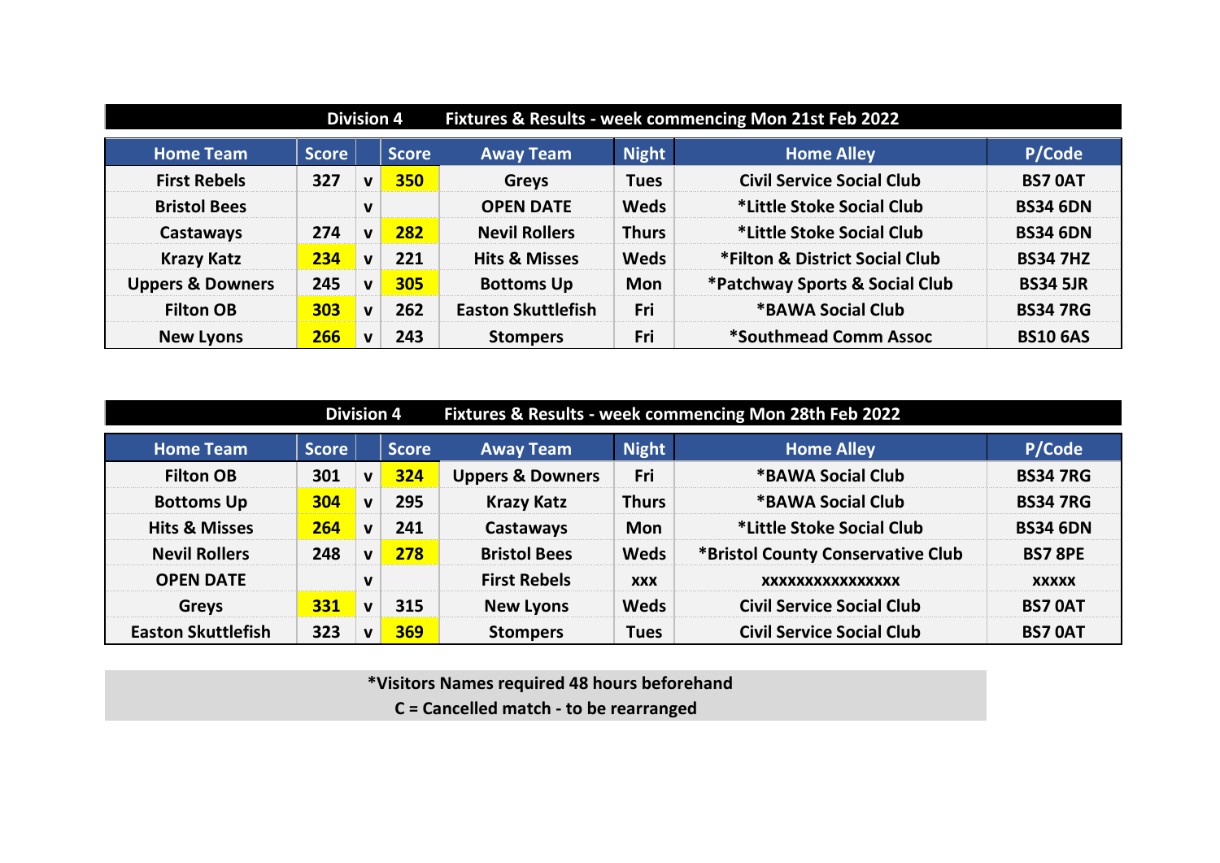| Division 4 | Fixtures & Results - week commencing Mon 21st Feb 2022 | | | | | | |
|---|---|---|---|---|---|---|---|
| **Home Team** | **Score** | | **Score** | **Away Team** | **Night** | **Home Alley** | **P/Code** |
| First Rebels | 327 | v | 350 | Greys | Tues | Civil Service Social Club | BS7 0AT |
| Bristol Bees | | v | | OPEN DATE | Weds | *Little Stoke Social Club | BS34 6DN |
| Castaways | 274 | v | 282 | Nevil Rollers | Thurs | *Little Stoke Social Club | BS34 6DN |
| Krazy Katz | 234 | v | 221 | Hits & Misses | Weds | *Filton & District Social Club | BS34 7HZ |
| Uppers & Downers | 245 | v | 305 | Bottoms Up | Mon | *Patchway Sports & Social Club | BS34 5JR |
| Filton OB | 303 | v | 262 | Easton Skuttlefish | Fri | *BAWA Social Club | BS34 7RG |
| New Lyons | 266 | v | 243 | Stompers | Fri | *Southmead Comm Assoc | BS10 6AS |

| Division 4 | Fixtures & Results - week commencing Mon 28th Feb 2022 | | | | | | |
|---|---|---|---|---|---|---|---|
| **Home Team** | **Score** | | **Score** | **Away Team** | **Night** | **Home Alley** | **P/Code** |
| Filton OB | 301 | v | 324 | Uppers & Downers | Fri | *BAWA Social Club | BS34 7RG |
| Bottoms Up | 304 | v | 295 | Krazy Katz | Thurs | *BAWA Social Club | BS34 7RG |
| Hits & Misses | 264 | v | 241 | Castaways | Mon | *Little Stoke Social Club | BS34 6DN |
| Nevil Rollers | 248 | v | 278 | Bristol Bees | Weds | *Bristol County Conservative Club | BS7 8PE |
| OPEN DATE | | v | | First Rebels | xxx | xxxxxxxxxxxxxxx | xxxxx |
| Greys | 331 | v | 315 | New Lyons | Weds | Civil Service Social Club | BS7 0AT |
| Easton Skuttlefish | 323 | v | 369 | Stompers | Tues | Civil Service Social Club | BS7 0AT |

*Visitors Names required 48 hours beforehand

C = Cancelled match - to be rearranged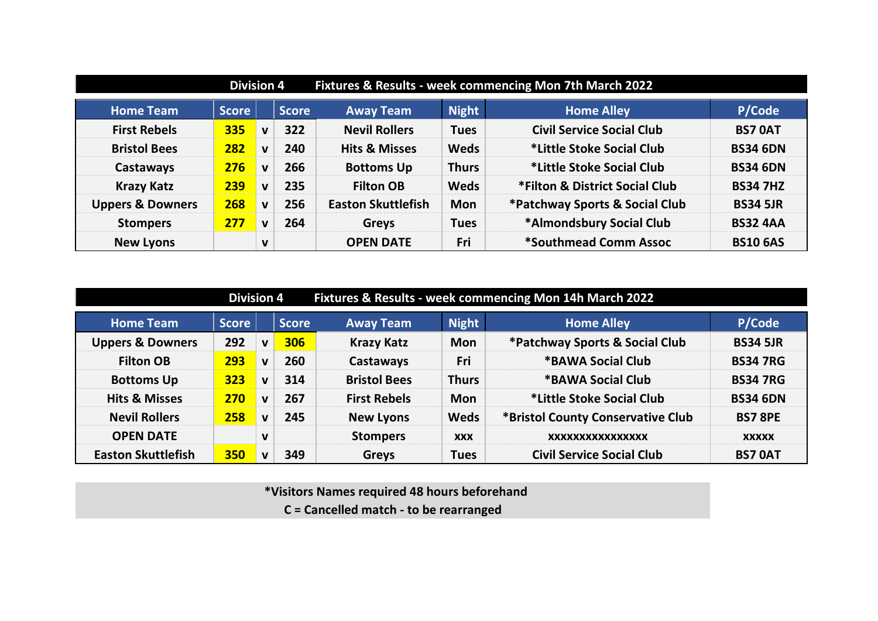## Division 4 Fixtures & Results - week commencing Mon 7th March 2022

| Home Team | Score | | Score | Away Team | Night | Home Alley | P/Code |
|---|---|---|---|---|---|---|---|
| First Rebels | 335 | v | 322 | Nevil Rollers | Tues | Civil Service Social Club | BS7 0AT |
| Bristol Bees | 282 | v | 240 | Hits & Misses | Weds | *Little Stoke Social Club | BS34 6DN |
| Castaways | 276 | v | 266 | Bottoms Up | Thurs | *Little Stoke Social Club | BS34 6DN |
| Krazy Katz | 239 | v | 235 | Filton OB | Weds | *Filton & District Social Club | BS34 7HZ |
| Uppers & Downers | 268 | v | 256 | Easton Skuttlefish | Mon | *Patchway Sports & Social Club | BS34 5JR |
| Stompers | 277 | v | 264 | Greys | Tues | *Almondsbury Social Club | BS32 4AA |
| New Lyons | | v | | OPEN DATE | Fri | *Southmead Comm Assoc | BS10 6AS |

## Division 4 Fixtures & Results - week commencing Mon 14h March 2022

| Home Team | Score | | Score | Away Team | Night | Home Alley | P/Code |
|---|---|---|---|---|---|---|---|
| Uppers & Downers | 292 | v | 306 | Krazy Katz | Mon | *Patchway Sports & Social Club | BS34 5JR |
| Filton OB | 293 | v | 260 | Castaways | Fri | *BAWA Social Club | BS34 7RG |
| Bottoms Up | 323 | v | 314 | Bristol Bees | Thurs | *BAWA Social Club | BS34 7RG |
| Hits & Misses | 270 | v | 267 | First Rebels | Mon | *Little Stoke Social Club | BS34 6DN |
| Nevil Rollers | 258 | v | 245 | New Lyons | Weds | *Bristol County Conservative Club | BS7 8PE |
| OPEN DATE | | v | | Stompers | xxx | xxxxxxxxxxxxxxx | xxxxx |
| Easton Skuttlefish | 350 | v | 349 | Greys | Tues | Civil Service Social Club | BS7 0AT |

*Visitors Names required 48 hours beforehand

C = Cancelled match - to be rearranged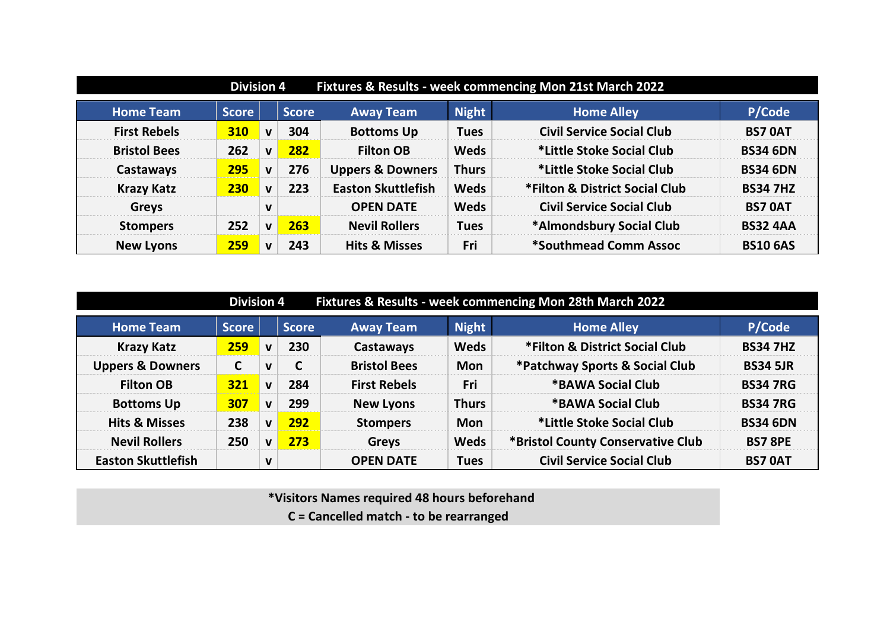| Division 4 | Fixtures & Results - week commencing Mon 21st March 2022 | | | | | | |
|---|---|---|---|---|---|---|---|
| **Home Team** | **Score** | | **Score** | **Away Team** | **Night** | **Home Alley** | **P/Code** |
| First Rebels | 310 | v | 304 | Bottoms Up | Tues | Civil Service Social Club | BS7 0AT |
| Bristol Bees | 262 | v | 282 | Filton OB | Weds | *Little Stoke Social Club | BS34 6DN |
| Castaways | 295 | v | 276 | Uppers & Downers | Thurs | *Little Stoke Social Club | BS34 6DN |
| Krazy Katz | 230 | v | 223 | Easton Skuttlefish | Weds | *Filton & District Social Club | BS34 7HZ |
| Greys | | v | | OPEN DATE | Weds | Civil Service Social Club | BS7 0AT |
| Stompers | 252 | v | 263 | Nevil Rollers | Tues | *Almondsbury Social Club | BS32 4AA |
| New Lyons | 259 | v | 243 | Hits & Misses | Fri | *Southmead Comm Assoc | BS10 6AS |

| Division 4 | Fixtures & Results - week commencing Mon 28th March 2022 | | | | | | |
|---|---|---|---|---|---|---|---|
| **Home Team** | **Score** | | **Score** | **Away Team** | **Night** | **Home Alley** | **P/Code** |
| Krazy Katz | 259 | v | 230 | Castaways | Weds | *Filton & District Social Club | BS34 7HZ |
| Uppers & Downers | C | v | C | Bristol Bees | Mon | *Patchway Sports & Social Club | BS34 5JR |
| Filton OB | 321 | v | 284 | First Rebels | Fri | *BAWA Social Club | BS34 7RG |
| Bottoms Up | 307 | v | 299 | New Lyons | Thurs | *BAWA Social Club | BS34 7RG |
| Hits & Misses | 238 | v | 292 | Stompers | Mon | *Little Stoke Social Club | BS34 6DN |
| Nevil Rollers | 250 | v | 273 | Greys | Weds | *Bristol County Conservative Club | BS7 8PE |
| Easton Skuttlefish | | v | | OPEN DATE | Tues | Civil Service Social Club | BS7 0AT |

*Visitors Names required 48 hours beforehand

C = Cancelled match - to be rearranged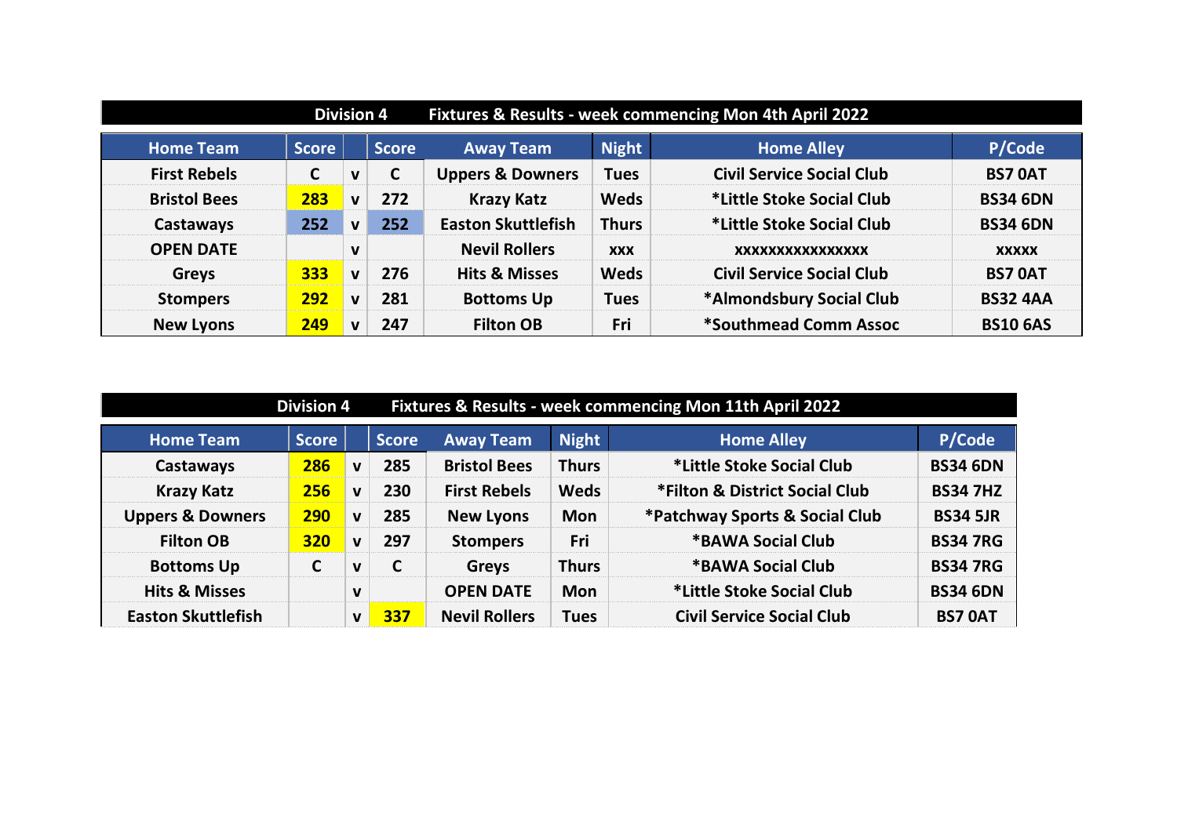## Division 4 Fixtures & Results - week commencing Mon 4th April 2022

| Home Team | Score | | Score | Away Team | Night | Home Alley | P/Code |
|---|---|---|---|---|---|---|---|
| First Rebels | C | v | C | Uppers & Downers | Tues | Civil Service Social Club | BS7 0AT |
| Bristol Bees | 283 | v | 272 | Krazy Katz | Weds | *Little Stoke Social Club | BS34 6DN |
| Castaways | 252 | v | 252 | Easton Skuttlefish | Thurs | *Little Stoke Social Club | BS34 6DN |
| OPEN DATE | | v | | Nevil Rollers | xxx | xxxxxxxxxxxxxxx | xxxxx |
| Greys | 333 | v | 276 | Hits & Misses | Weds | Civil Service Social Club | BS7 0AT |
| Stompers | 292 | v | 281 | Bottoms Up | Tues | *Almondsbury Social Club | BS32 4AA |
| New Lyons | 249 | v | 247 | Filton OB | Fri | *Southmead Comm Assoc | BS10 6AS |

## Division 4 Fixtures & Results - week commencing Mon 11th April 2022

| Home Team | Score | | Score | Away Team | Night | Home Alley | P/Code |
|---|---|---|---|---|---|---|---|
| Castaways | 286 | v | 285 | Bristol Bees | Thurs | *Little Stoke Social Club | BS34 6DN |
| Krazy Katz | 256 | v | 230 | First Rebels | Weds | *Filton & District Social Club | BS34 7HZ |
| Uppers & Downers | 290 | v | 285 | New Lyons | Mon | *Patchway Sports & Social Club | BS34 5JR |
| Filton OB | 320 | v | 297 | Stompers | Fri | *BAWA Social Club | BS34 7RG |
| Bottoms Up | C | v | C | Greys | Thurs | *BAWA Social Club | BS34 7RG |
| Hits & Misses | | v | | OPEN DATE | Mon | *Little Stoke Social Club | BS34 6DN |
| Easton Skuttlefish | | v | 337 | Nevil Rollers | Tues | Civil Service Social Club | BS7 0AT |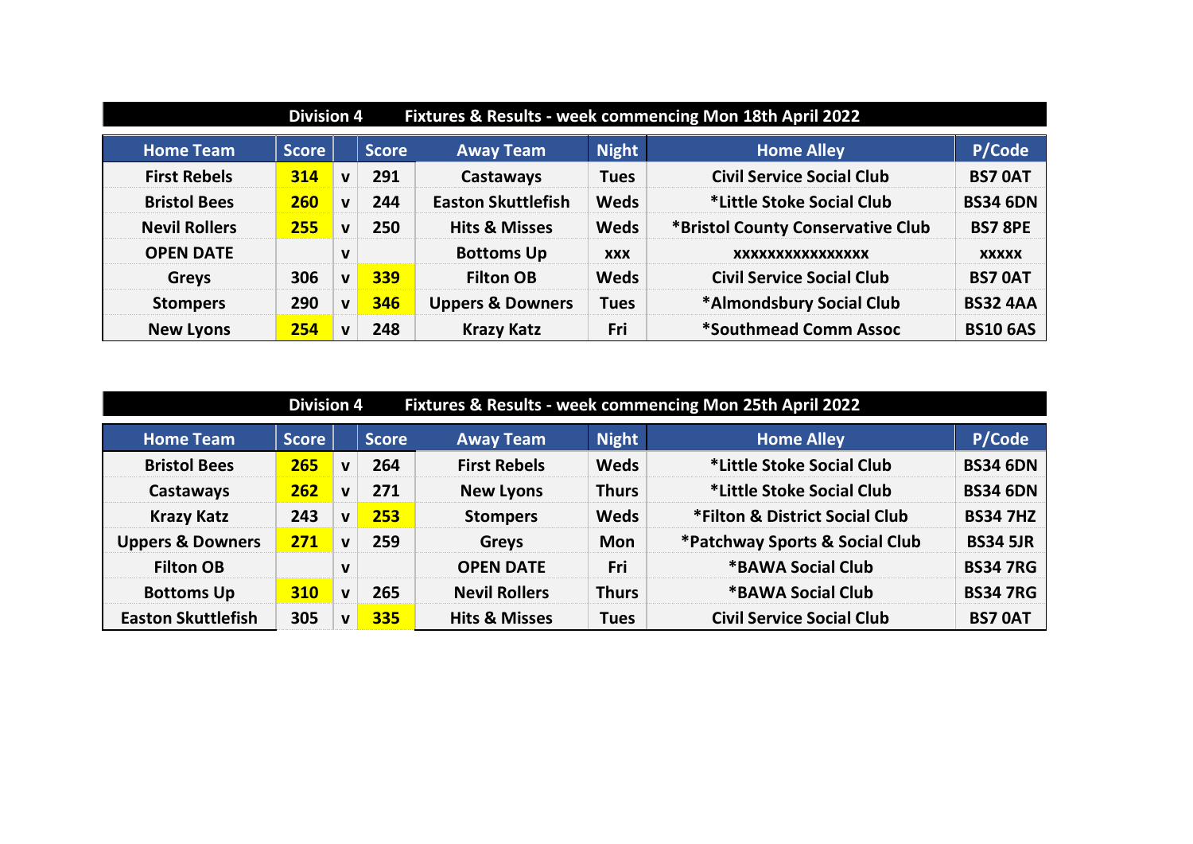## Division 4 Fixtures & Results - week commencing Mon 18th April 2022

| Home Team | Score | | Score | Away Team | Night | Home Alley | P/Code |
|---|---|---|---|---|---|---|---|
| First Rebels | 314 | v | 291 | Castaways | Tues | Civil Service Social Club | BS7 0AT |
| Bristol Bees | 260 | v | 244 | Easton Skuttlefish | Weds | *Little Stoke Social Club | BS34 6DN |
| Nevil Rollers | 255 | v | 250 | Hits & Misses | Weds | *Bristol County Conservative Club | BS7 8PE |
| OPEN DATE | | v | | Bottoms Up | xxx | xxxxxxxxxxxxxxx | xxxxx |
| Greys | 306 | v | 339 | Filton OB | Weds | Civil Service Social Club | BS7 0AT |
| Stompers | 290 | v | 346 | Uppers & Downers | Tues | *Almondsbury Social Club | BS32 4AA |
| New Lyons | 254 | v | 248 | Krazy Katz | Fri | *Southmead Comm Assoc | BS10 6AS |

## Division 4 Fixtures & Results - week commencing Mon 25th April 2022

| Home Team | Score | | Score | Away Team | Night | Home Alley | P/Code |
|---|---|---|---|---|---|---|---|
| Bristol Bees | 265 | v | 264 | First Rebels | Weds | *Little Stoke Social Club | BS34 6DN |
| Castaways | 262 | v | 271 | New Lyons | Thurs | *Little Stoke Social Club | BS34 6DN |
| Krazy Katz | 243 | v | 253 | Stompers | Weds | *Filton & District Social Club | BS34 7HZ |
| Uppers & Downers | 271 | v | 259 | Greys | Mon | *Patchway Sports & Social Club | BS34 5JR |
| Filton OB | | v | | OPEN DATE | Fri | *BAWA Social Club | BS34 7RG |
| Bottoms Up | 310 | v | 265 | Nevil Rollers | Thurs | *BAWA Social Club | BS34 7RG |
| Easton Skuttlefish | 305 | v | 335 | Hits & Misses | Tues | Civil Service Social Club | BS7 0AT |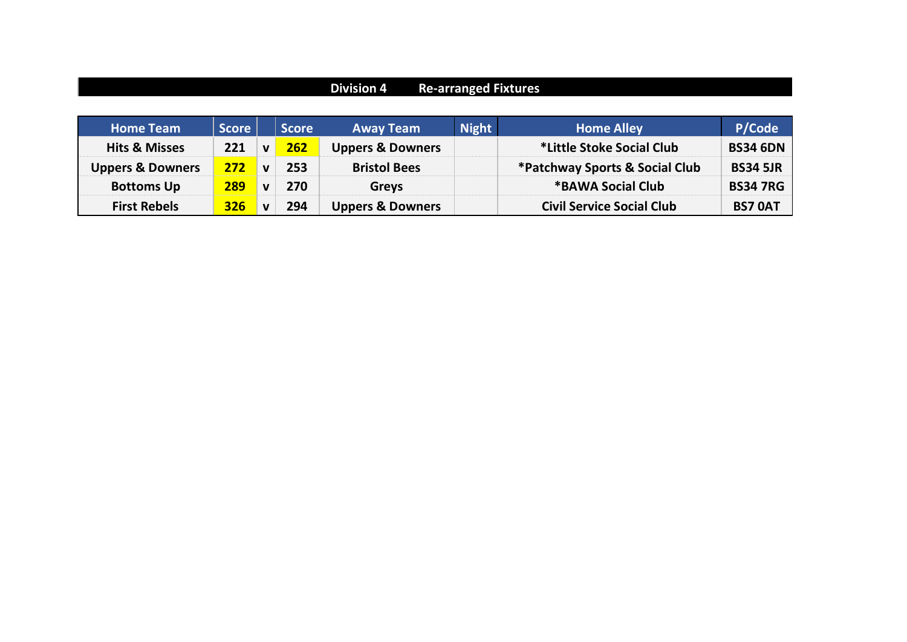## Division 4 Re-arranged Fixtures

| Home Team | Score | | Score | Away Team | Night | Home Alley | P/Code |
|---|---|---|---|---|---|---|---|
| Hits & Misses | 221 | v | 262 | Uppers & Downers | | *Little Stoke Social Club | BS34 6DN |
| Uppers & Downers | 272 | v | 253 | Bristol Bees | | *Patchway Sports & Social Club | BS34 5JR |
| Bottoms Up | 289 | v | 270 | Greys | | *BAWA Social Club | BS34 7RG |
| First Rebels | 326 | v | 294 | Uppers & Downers | | Civil Service Social Club | BS7 0AT |